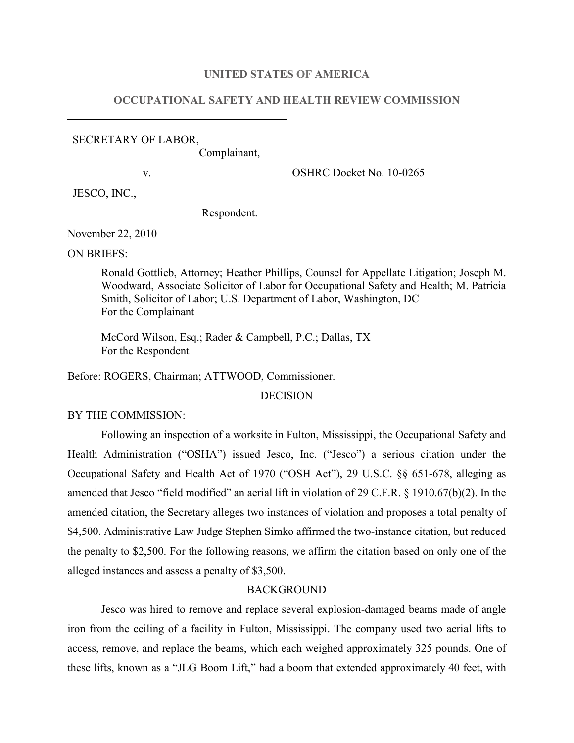# UNITED STATES OF AMERICA

## OCCUPATIONAL SAFETY AND HEALTH REVIEW COMMISSION

| | |
|---|---|
| SECRETARY OF LABOR,<br>Complainant,<br><br>v.<br><br>JESCO, INC.,<br><br>Respondent. | OSHRC Docket No. 10-0265 |

November 22, 2010

ON BRIEFS:

Ronald Gottlieb, Attorney; Heather Phillips, Counsel for Appellate Litigation; Joseph M. Woodward, Associate Solicitor of Labor for Occupational Safety and Health; M. Patricia Smith, Solicitor of Labor; U.S. Department of Labor, Washington, DC
For the Complainant

McCord Wilson, Esq.; Rader & Campbell, P.C.; Dallas, TX
For the Respondent

Before: ROGERS, Chairman; ATTWOOD, Commissioner.

DECISION

BY THE COMMISSION:

Following an inspection of a worksite in Fulton, Mississippi, the Occupational Safety and Health Administration ("OSHA") issued Jesco, Inc. ("Jesco") a serious citation under the Occupational Safety and Health Act of 1970 ("OSH Act"), 29 U.S.C. §§ 651-678, alleging as amended that Jesco "field modified" an aerial lift in violation of 29 C.F.R. § 1910.67(b)(2). In the amended citation, the Secretary alleges two instances of violation and proposes a total penalty of $4,500. Administrative Law Judge Stephen Simko affirmed the two-instance citation, but reduced the penalty to $2,500. For the following reasons, we affirm the citation based on only one of the alleged instances and assess a penalty of $3,500.

BACKGROUND

Jesco was hired to remove and replace several explosion-damaged beams made of angle iron from the ceiling of a facility in Fulton, Mississippi. The company used two aerial lifts to access, remove, and replace the beams, which each weighed approximately 325 pounds. One of these lifts, known as a "JLG Boom Lift," had a boom that extended approximately 40 feet, with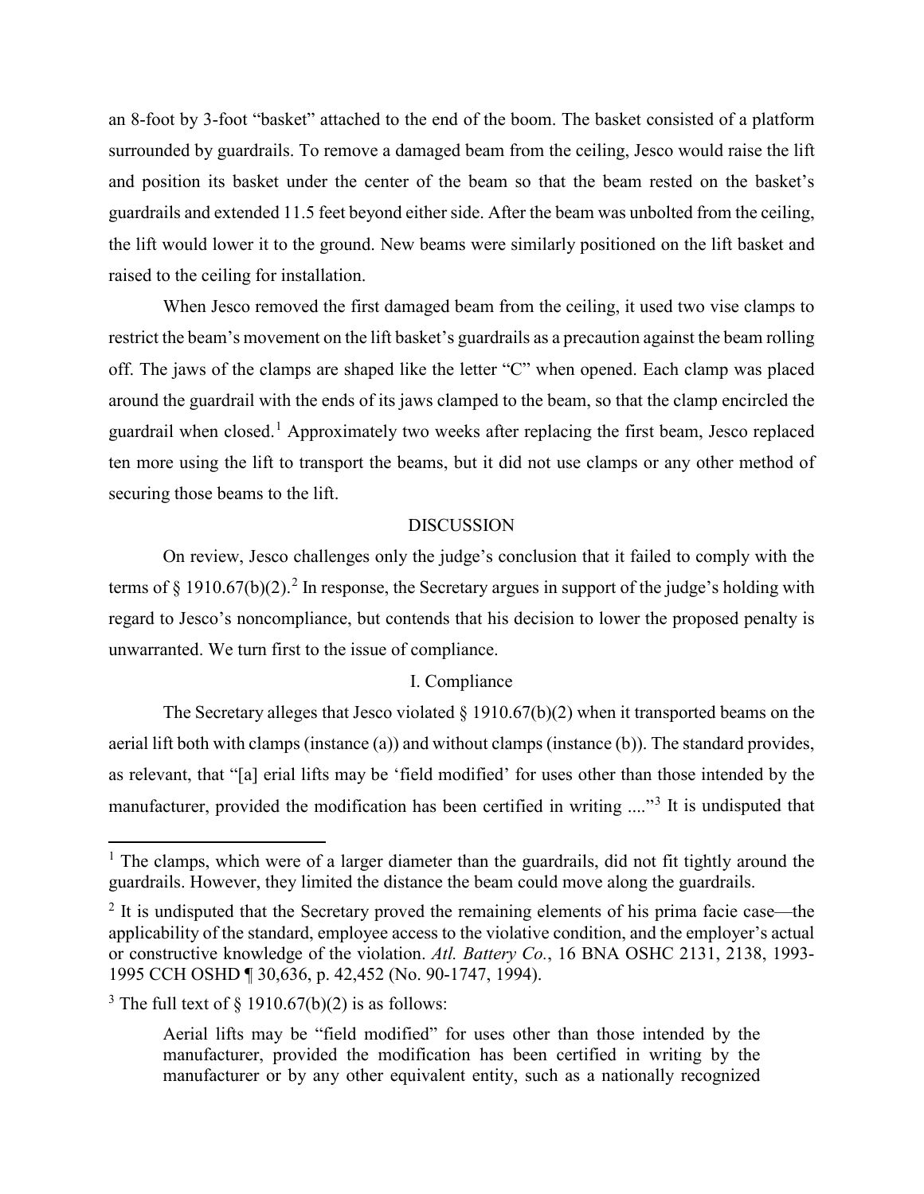an 8-foot by 3-foot "basket" attached to the end of the boom. The basket consisted of a platform surrounded by guardrails. To remove a damaged beam from the ceiling, Jesco would raise the lift and position its basket under the center of the beam so that the beam rested on the basket's guardrails and extended 11.5 feet beyond either side. After the beam was unbolted from the ceiling, the lift would lower it to the ground. New beams were similarly positioned on the lift basket and raised to the ceiling for installation.

When Jesco removed the first damaged beam from the ceiling, it used two vise clamps to restrict the beam's movement on the lift basket's guardrails as a precaution against the beam rolling off. The jaws of the clamps are shaped like the letter "C" when opened. Each clamp was placed around the guardrail with the ends of its jaws clamped to the beam, so that the clamp encircled the guardrail when closed.[1] Approximately two weeks after replacing the first beam, Jesco replaced ten more using the lift to transport the beams, but it did not use clamps or any other method of securing those beams to the lift.

## DISCUSSION

On review, Jesco challenges only the judge's conclusion that it failed to comply with the terms of § 1910.67(b)(2).[2] In response, the Secretary argues in support of the judge's holding with regard to Jesco's noncompliance, but contends that his decision to lower the proposed penalty is unwarranted. We turn first to the issue of compliance.

### I. Compliance

The Secretary alleges that Jesco violated § 1910.67(b)(2) when it transported beams on the aerial lift both with clamps (instance (a)) and without clamps (instance (b)). The standard provides, as relevant, that "[a] erial lifts may be 'field modified' for uses other than those intended by the manufacturer, provided the modification has been certified in writing ...."[3] It is undisputed that

---

[1] The clamps, which were of a larger diameter than the guardrails, did not fit tightly around the guardrails. However, they limited the distance the beam could move along the guardrails.

[2] It is undisputed that the Secretary proved the remaining elements of his prima facie case—the applicability of the standard, employee access to the violative condition, and the employer's actual or constructive knowledge of the violation. *Atl. Battery Co.*, 16 BNA OSHC 2131, 2138, 1993-1995 CCH OSHD ¶ 30,636, p. 42,452 (No. 90-1747, 1994).

[3] The full text of § 1910.67(b)(2) is as follows:

> Aerial lifts may be "field modified" for uses other than those intended by the manufacturer, provided the modification has been certified in writing by the manufacturer or by any other equivalent entity, such as a nationally recognized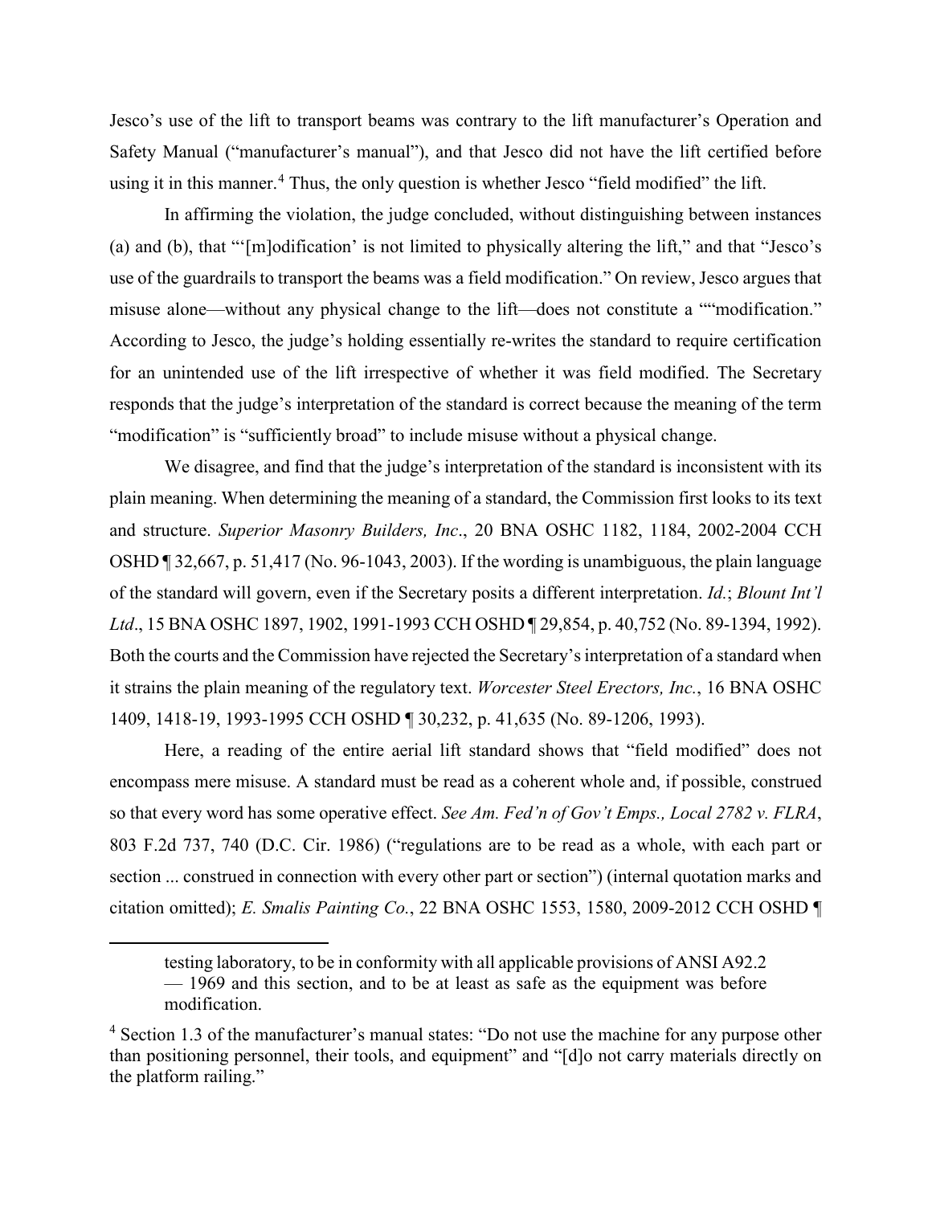Jesco's use of the lift to transport beams was contrary to the lift manufacturer's Operation and Safety Manual ("manufacturer's manual"), and that Jesco did not have the lift certified before using it in this manner.[4] Thus, the only question is whether Jesco "field modified" the lift.

In affirming the violation, the judge concluded, without distinguishing between instances (a) and (b), that "'[m]odification' is not limited to physically altering the lift," and that "Jesco's use of the guardrails to transport the beams was a field modification." On review, Jesco argues that misuse alone—without any physical change to the lift—does not constitute a ""modification." According to Jesco, the judge's holding essentially re-writes the standard to require certification for an unintended use of the lift irrespective of whether it was field modified. The Secretary responds that the judge's interpretation of the standard is correct because the meaning of the term "modification" is "sufficiently broad" to include misuse without a physical change.

We disagree, and find that the judge's interpretation of the standard is inconsistent with its plain meaning. When determining the meaning of a standard, the Commission first looks to its text and structure. *Superior Masonry Builders, Inc*., 20 BNA OSHC 1182, 1184, 2002-2004 CCH OSHD ¶ 32,667, p. 51,417 (No. 96-1043, 2003). If the wording is unambiguous, the plain language of the standard will govern, even if the Secretary posits a different interpretation. *Id.*; *Blount Int'l Ltd*., 15 BNA OSHC 1897, 1902, 1991-1993 CCH OSHD ¶ 29,854, p. 40,752 (No. 89-1394, 1992). Both the courts and the Commission have rejected the Secretary's interpretation of a standard when it strains the plain meaning of the regulatory text. *Worcester Steel Erectors, Inc.*, 16 BNA OSHC 1409, 1418-19, 1993-1995 CCH OSHD ¶ 30,232, p. 41,635 (No. 89-1206, 1993).

Here, a reading of the entire aerial lift standard shows that "field modified" does not encompass mere misuse. A standard must be read as a coherent whole and, if possible, construed so that every word has some operative effect. *See Am. Fed'n of Gov't Emps., Local 2782 v. FLRA*, 803 F.2d 737, 740 (D.C. Cir. 1986) ("regulations are to be read as a whole, with each part or section ... construed in connection with every other part or section") (internal quotation marks and citation omitted); *E. Smalis Painting Co.*, 22 BNA OSHC 1553, 1580, 2009-2012 CCH OSHD ¶

---

> testing laboratory, to be in conformity with all applicable provisions of ANSI A92.2 — 1969 and this section, and to be at least as safe as the equipment was before modification.

[4] Section 1.3 of the manufacturer's manual states: "Do not use the machine for any purpose other than positioning personnel, their tools, and equipment" and "[d]o not carry materials directly on the platform railing."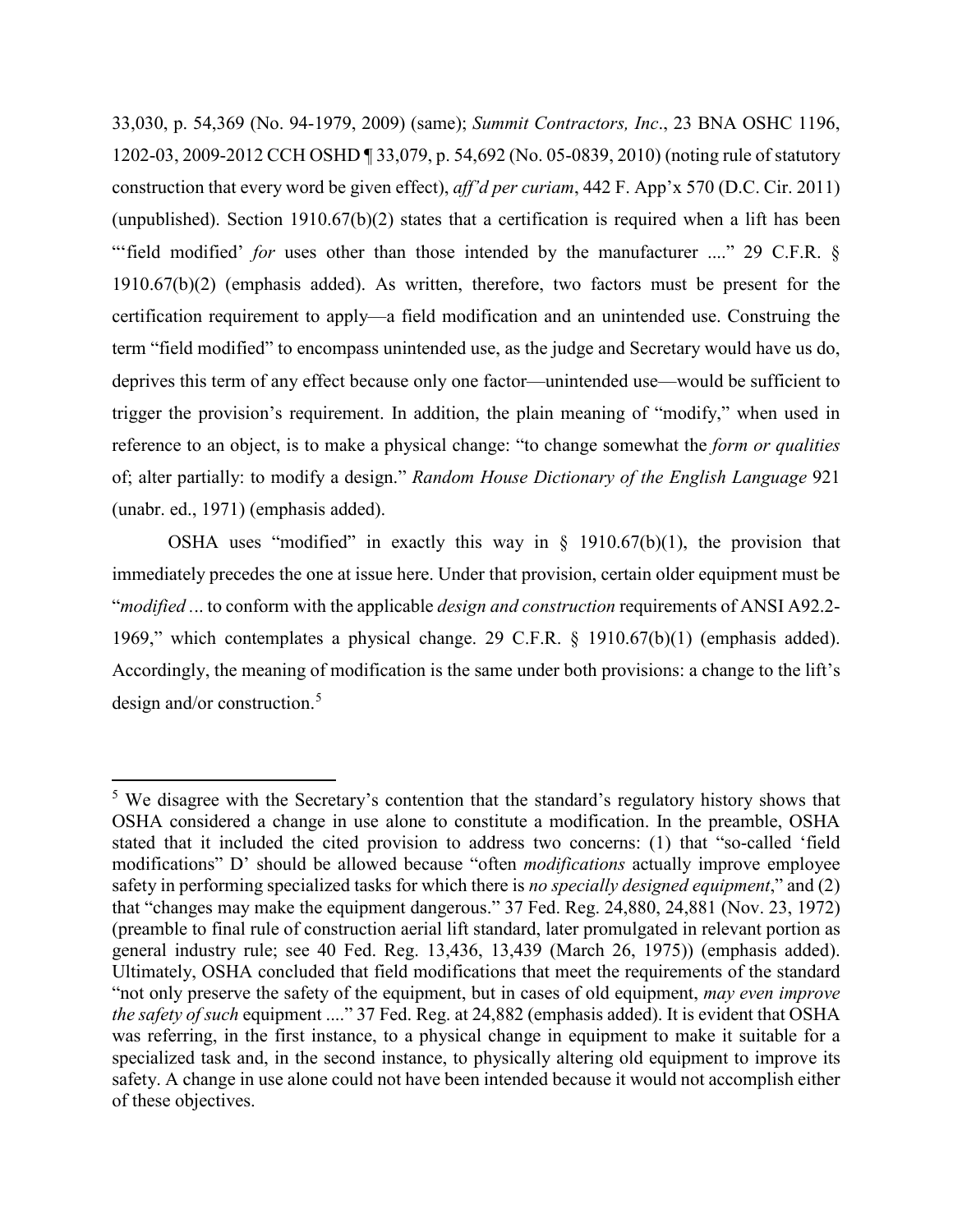33,030, p. 54,369 (No. 94-1979, 2009) (same); *Summit Contractors, Inc*., 23 BNA OSHC 1196, 1202-03, 2009-2012 CCH OSHD ¶ 33,079, p. 54,692 (No. 05-0839, 2010) (noting rule of statutory construction that every word be given effect), *aff'd per curiam*, 442 F. App'x 570 (D.C. Cir. 2011) (unpublished). Section 1910.67(b)(2) states that a certification is required when a lift has been "'field modified' *for* uses other than those intended by the manufacturer ...." 29 C.F.R. § 1910.67(b)(2) (emphasis added). As written, therefore, two factors must be present for the certification requirement to apply—a field modification and an unintended use. Construing the term "field modified" to encompass unintended use, as the judge and Secretary would have us do, deprives this term of any effect because only one factor—unintended use—would be sufficient to trigger the provision's requirement. In addition, the plain meaning of "modify," when used in reference to an object, is to make a physical change: "to change somewhat the *form or qualities* of; alter partially: to modify a design." *Random House Dictionary of the English Language* 921 (unabr. ed., 1971) (emphasis added).

OSHA uses "modified" in exactly this way in § 1910.67(b)(1), the provision that immediately precedes the one at issue here. Under that provision, certain older equipment must be "*modified* ... to conform with the applicable *design and construction* requirements of ANSI A92.2-1969," which contemplates a physical change. 29 C.F.R. § 1910.67(b)(1) (emphasis added). Accordingly, the meaning of modification is the same under both provisions: a change to the lift's design and/or construction.[5]

[5] We disagree with the Secretary's contention that the standard's regulatory history shows that OSHA considered a change in use alone to constitute a modification. In the preamble, OSHA stated that it included the cited provision to address two concerns: (1) that "so-called 'field modifications" D' should be allowed because "often *modifications* actually improve employee safety in performing specialized tasks for which there is *no specially designed equipment*," and (2) that "changes may make the equipment dangerous." 37 Fed. Reg. 24,880, 24,881 (Nov. 23, 1972) (preamble to final rule of construction aerial lift standard, later promulgated in relevant portion as general industry rule; see 40 Fed. Reg. 13,436, 13,439 (March 26, 1975)) (emphasis added). Ultimately, OSHA concluded that field modifications that meet the requirements of the standard "not only preserve the safety of the equipment, but in cases of old equipment, *may even improve the safety of such* equipment ...." 37 Fed. Reg. at 24,882 (emphasis added). It is evident that OSHA was referring, in the first instance, to a physical change in equipment to make it suitable for a specialized task and, in the second instance, to physically altering old equipment to improve its safety. A change in use alone could not have been intended because it would not accomplish either of these objectives.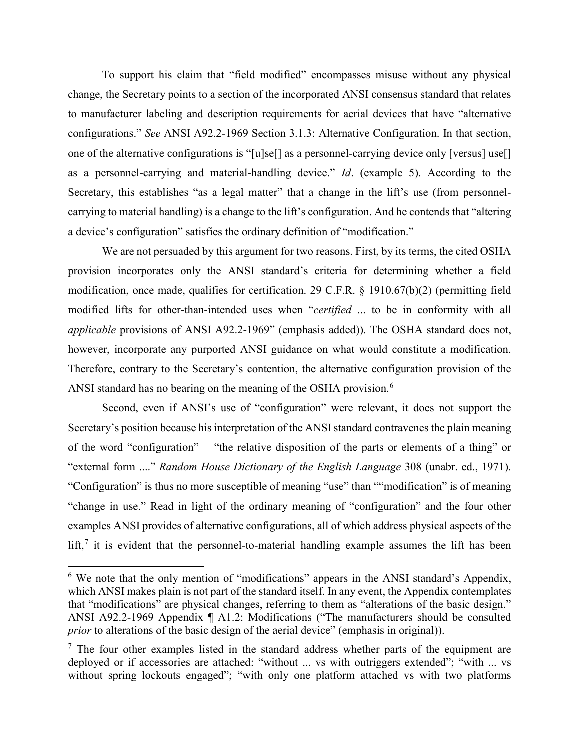To support his claim that "field modified" encompasses misuse without any physical change, the Secretary points to a section of the incorporated ANSI consensus standard that relates to manufacturer labeling and description requirements for aerial devices that have "alternative configurations." *See* ANSI A92.2-1969 Section 3.1.3: Alternative Configuration. In that section, one of the alternative configurations is "[u]se[] as a personnel-carrying device only [versus] use[] as a personnel-carrying and material-handling device." *Id*. (example 5). According to the Secretary, this establishes "as a legal matter" that a change in the lift's use (from personnel-carrying to material handling) is a change to the lift's configuration. And he contends that "altering a device's configuration" satisfies the ordinary definition of "modification."

We are not persuaded by this argument for two reasons. First, by its terms, the cited OSHA provision incorporates only the ANSI standard's criteria for determining whether a field modification, once made, qualifies for certification. 29 C.F.R. § 1910.67(b)(2) (permitting field modified lifts for other-than-intended uses when "*certified* ... to be in conformity with all *applicable* provisions of ANSI A92.2-1969" (emphasis added)). The OSHA standard does not, however, incorporate any purported ANSI guidance on what would constitute a modification. Therefore, contrary to the Secretary's contention, the alternative configuration provision of the ANSI standard has no bearing on the meaning of the OSHA provision.[6]

Second, even if ANSI's use of "configuration" were relevant, it does not support the Secretary's position because his interpretation of the ANSI standard contravenes the plain meaning of the word "configuration"— "the relative disposition of the parts or elements of a thing" or "external form ...." *Random House Dictionary of the English Language* 308 (unabr. ed., 1971). "Configuration" is thus no more susceptible of meaning "use" than ""modification" is of meaning "change in use." Read in light of the ordinary meaning of "configuration" and the four other examples ANSI provides of alternative configurations, all of which address physical aspects of the lift,[7] it is evident that the personnel-to-material handling example assumes the lift has been

[6] We note that the only mention of "modifications" appears in the ANSI standard's Appendix, which ANSI makes plain is not part of the standard itself. In any event, the Appendix contemplates that "modifications" are physical changes, referring to them as "alterations of the basic design." ANSI A92.2-1969 Appendix ¶ A1.2: Modifications ("The manufacturers should be consulted *prior* to alterations of the basic design of the aerial device" (emphasis in original)).

[7] The four other examples listed in the standard address whether parts of the equipment are deployed or if accessories are attached: "without ... vs with outriggers extended"; "with ... vs without spring lockouts engaged"; "with only one platform attached vs with two platforms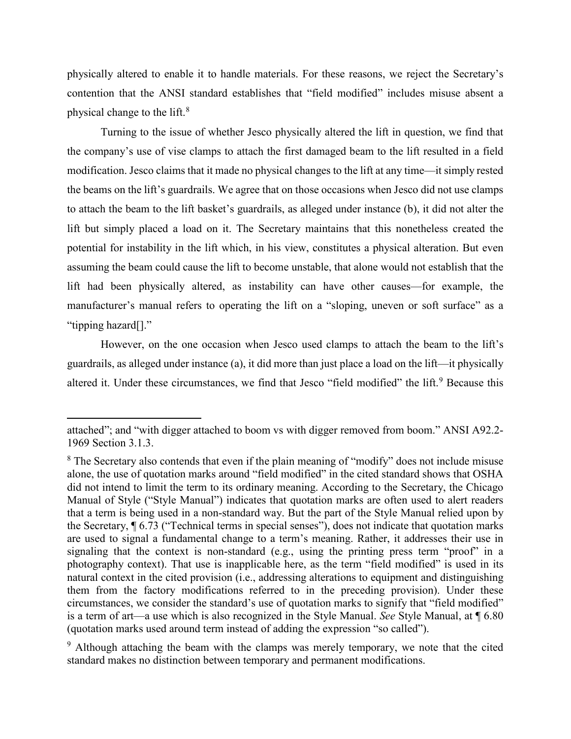physically altered to enable it to handle materials. For these reasons, we reject the Secretary's contention that the ANSI standard establishes that "field modified" includes misuse absent a physical change to the lift.[8]

Turning to the issue of whether Jesco physically altered the lift in question, we find that the company's use of vise clamps to attach the first damaged beam to the lift resulted in a field modification. Jesco claims that it made no physical changes to the lift at any time—it simply rested the beams on the lift's guardrails. We agree that on those occasions when Jesco did not use clamps to attach the beam to the lift basket's guardrails, as alleged under instance (b), it did not alter the lift but simply placed a load on it. The Secretary maintains that this nonetheless created the potential for instability in the lift which, in his view, constitutes a physical alteration. But even assuming the beam could cause the lift to become unstable, that alone would not establish that the lift had been physically altered, as instability can have other causes—for example, the manufacturer's manual refers to operating the lift on a "sloping, uneven or soft surface" as a "tipping hazard[]."

However, on the one occasion when Jesco used clamps to attach the beam to the lift's guardrails, as alleged under instance (a), it did more than just place a load on the lift—it physically altered it. Under these circumstances, we find that Jesco "field modified" the lift.[9] Because this

---

attached"; and "with digger attached to boom vs with digger removed from boom." ANSI A92.2-1969 Section 3.1.3.

[8] The Secretary also contends that even if the plain meaning of "modify" does not include misuse alone, the use of quotation marks around "field modified" in the cited standard shows that OSHA did not intend to limit the term to its ordinary meaning. According to the Secretary, the Chicago Manual of Style ("Style Manual") indicates that quotation marks are often used to alert readers that a term is being used in a non-standard way. But the part of the Style Manual relied upon by the Secretary, ¶ 6.73 ("Technical terms in special senses"), does not indicate that quotation marks are used to signal a fundamental change to a term's meaning. Rather, it addresses their use in signaling that the context is non-standard (e.g., using the printing press term "proof" in a photography context). That use is inapplicable here, as the term "field modified" is used in its natural context in the cited provision (i.e., addressing alterations to equipment and distinguishing them from the factory modifications referred to in the preceding provision). Under these circumstances, we consider the standard's use of quotation marks to signify that "field modified" is a term of art—a use which is also recognized in the Style Manual. *See* Style Manual, at ¶ 6.80 (quotation marks used around term instead of adding the expression "so called").

[9] Although attaching the beam with the clamps was merely temporary, we note that the cited standard makes no distinction between temporary and permanent modifications.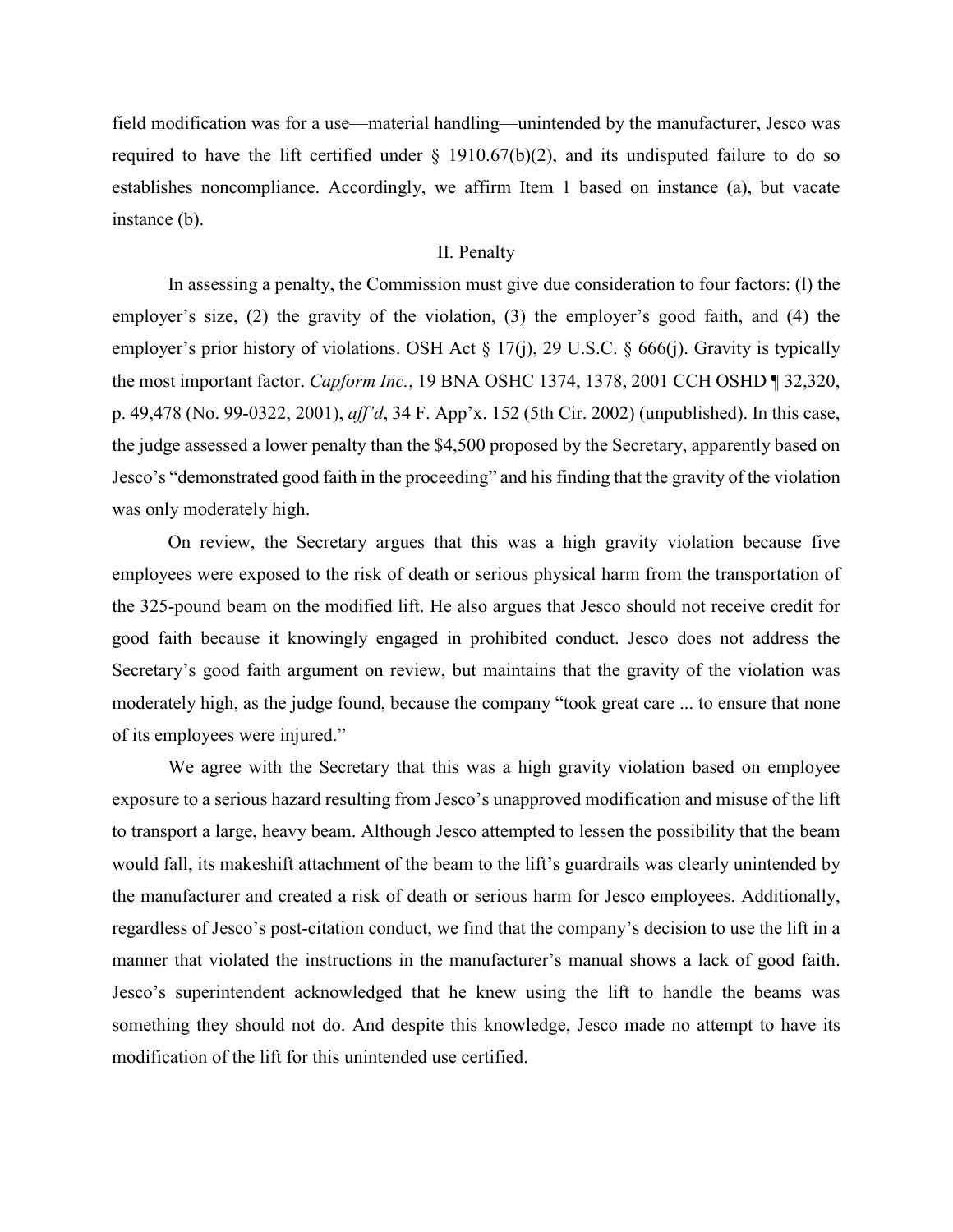field modification was for a use—material handling—unintended by the manufacturer, Jesco was required to have the lift certified under § 1910.67(b)(2), and its undisputed failure to do so establishes noncompliance. Accordingly, we affirm Item 1 based on instance (a), but vacate instance (b).

## II. Penalty

In assessing a penalty, the Commission must give due consideration to four factors: (l) the employer's size, (2) the gravity of the violation, (3) the employer's good faith, and (4) the employer's prior history of violations. OSH Act § 17(j), 29 U.S.C. § 666(j). Gravity is typically the most important factor. *Capform Inc.*, 19 BNA OSHC 1374, 1378, 2001 CCH OSHD ¶ 32,320, p. 49,478 (No. 99-0322, 2001), *aff'd*, 34 F. App'x. 152 (5th Cir. 2002) (unpublished). In this case, the judge assessed a lower penalty than the $4,500 proposed by the Secretary, apparently based on Jesco's "demonstrated good faith in the proceeding" and his finding that the gravity of the violation was only moderately high.

On review, the Secretary argues that this was a high gravity violation because five employees were exposed to the risk of death or serious physical harm from the transportation of the 325-pound beam on the modified lift. He also argues that Jesco should not receive credit for good faith because it knowingly engaged in prohibited conduct. Jesco does not address the Secretary's good faith argument on review, but maintains that the gravity of the violation was moderately high, as the judge found, because the company "took great care ... to ensure that none of its employees were injured."

We agree with the Secretary that this was a high gravity violation based on employee exposure to a serious hazard resulting from Jesco's unapproved modification and misuse of the lift to transport a large, heavy beam. Although Jesco attempted to lessen the possibility that the beam would fall, its makeshift attachment of the beam to the lift's guardrails was clearly unintended by the manufacturer and created a risk of death or serious harm for Jesco employees. Additionally, regardless of Jesco's post-citation conduct, we find that the company's decision to use the lift in a manner that violated the instructions in the manufacturer's manual shows a lack of good faith. Jesco's superintendent acknowledged that he knew using the lift to handle the beams was something they should not do. And despite this knowledge, Jesco made no attempt to have its modification of the lift for this unintended use certified.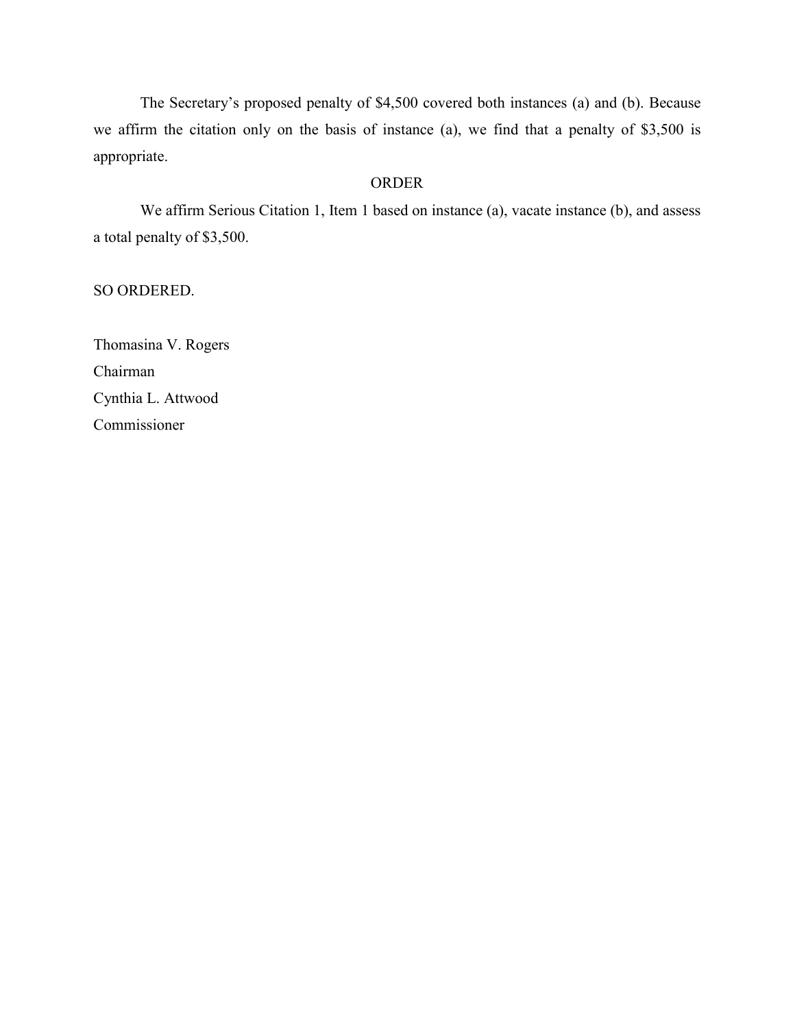The Secretary's proposed penalty of $4,500 covered both instances (a) and (b). Because we affirm the citation only on the basis of instance (a), we find that a penalty of $3,500 is appropriate.

ORDER

We affirm Serious Citation 1, Item 1 based on instance (a), vacate instance (b), and assess a total penalty of $3,500.

SO ORDERED.

Thomasina V. Rogers
Chairman
Cynthia L. Attwood
Commissioner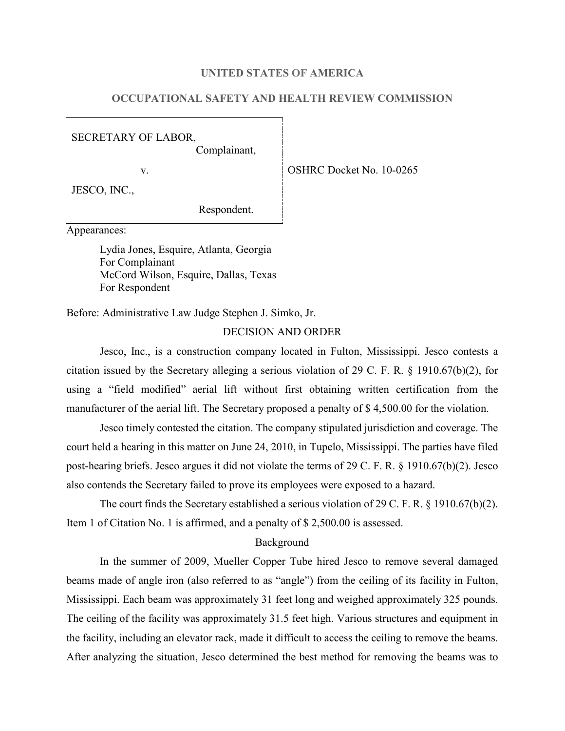**UNITED STATES OF AMERICA**

**OCCUPATIONAL SAFETY AND HEALTH REVIEW COMMISSION**

| | |
|---|---|
| SECRETARY OF LABOR,<br>Complainant,<br><br>v.<br><br>JESCO, INC.,<br><br>Respondent. | OSHRC Docket No. 10-0265 |

Appearances:

Lydia Jones, Esquire, Atlanta, Georgia
For Complainant
McCord Wilson, Esquire, Dallas, Texas
For Respondent

Before: Administrative Law Judge Stephen J. Simko, Jr.

DECISION AND ORDER

Jesco, Inc., is a construction company located in Fulton, Mississippi. Jesco contests a citation issued by the Secretary alleging a serious violation of 29 C. F. R. § 1910.67(b)(2), for using a "field modified" aerial lift without first obtaining written certification from the manufacturer of the aerial lift. The Secretary proposed a penalty of $ 4,500.00 for the violation.

Jesco timely contested the citation. The company stipulated jurisdiction and coverage. The court held a hearing in this matter on June 24, 2010, in Tupelo, Mississippi. The parties have filed post-hearing briefs. Jesco argues it did not violate the terms of 29 C. F. R. § 1910.67(b)(2). Jesco also contends the Secretary failed to prove its employees were exposed to a hazard.

The court finds the Secretary established a serious violation of 29 C. F. R. § 1910.67(b)(2). Item 1 of Citation No. 1 is affirmed, and a penalty of $ 2,500.00 is assessed.

Background

In the summer of 2009, Mueller Copper Tube hired Jesco to remove several damaged beams made of angle iron (also referred to as "angle") from the ceiling of its facility in Fulton, Mississippi. Each beam was approximately 31 feet long and weighed approximately 325 pounds. The ceiling of the facility was approximately 31.5 feet high. Various structures and equipment in the facility, including an elevator rack, made it difficult to access the ceiling to remove the beams. After analyzing the situation, Jesco determined the best method for removing the beams was to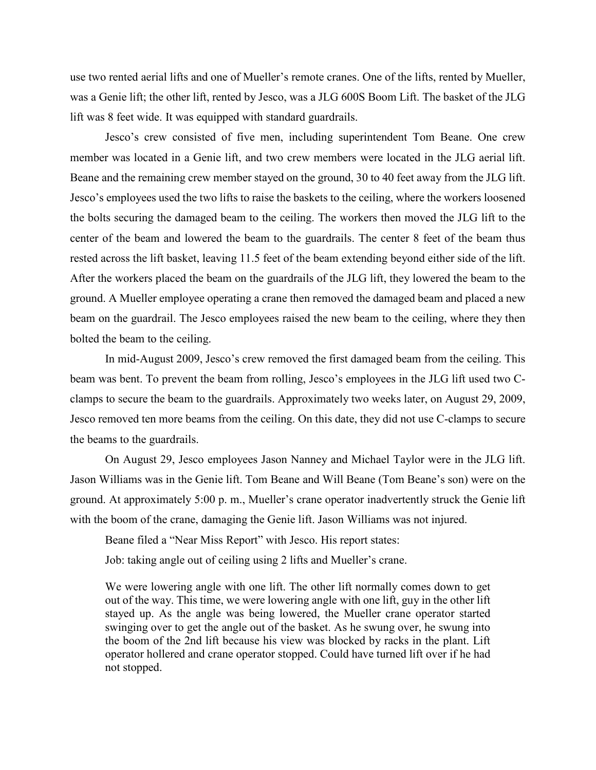use two rented aerial lifts and one of Mueller's remote cranes. One of the lifts, rented by Mueller, was a Genie lift; the other lift, rented by Jesco, was a JLG 600S Boom Lift. The basket of the JLG lift was 8 feet wide. It was equipped with standard guardrails.

Jesco's crew consisted of five men, including superintendent Tom Beane. One crew member was located in a Genie lift, and two crew members were located in the JLG aerial lift. Beane and the remaining crew member stayed on the ground, 30 to 40 feet away from the JLG lift. Jesco's employees used the two lifts to raise the baskets to the ceiling, where the workers loosened the bolts securing the damaged beam to the ceiling. The workers then moved the JLG lift to the center of the beam and lowered the beam to the guardrails. The center 8 feet of the beam thus rested across the lift basket, leaving 11.5 feet of the beam extending beyond either side of the lift. After the workers placed the beam on the guardrails of the JLG lift, they lowered the beam to the ground. A Mueller employee operating a crane then removed the damaged beam and placed a new beam on the guardrail. The Jesco employees raised the new beam to the ceiling, where they then bolted the beam to the ceiling.

In mid-August 2009, Jesco's crew removed the first damaged beam from the ceiling. This beam was bent. To prevent the beam from rolling, Jesco's employees in the JLG lift used two C-clamps to secure the beam to the guardrails. Approximately two weeks later, on August 29, 2009, Jesco removed ten more beams from the ceiling. On this date, they did not use C-clamps to secure the beams to the guardrails.

On August 29, Jesco employees Jason Nanney and Michael Taylor were in the JLG lift. Jason Williams was in the Genie lift. Tom Beane and Will Beane (Tom Beane's son) were on the ground. At approximately 5:00 p. m., Mueller's crane operator inadvertently struck the Genie lift with the boom of the crane, damaging the Genie lift. Jason Williams was not injured.

Beane filed a "Near Miss Report" with Jesco. His report states:

Job: taking angle out of ceiling using 2 lifts and Mueller's crane.

> We were lowering angle with one lift. The other lift normally comes down to get out of the way. This time, we were lowering angle with one lift, guy in the other lift stayed up. As the angle was being lowered, the Mueller crane operator started swinging over to get the angle out of the basket. As he swung over, he swung into the boom of the 2nd lift because his view was blocked by racks in the plant. Lift operator hollered and crane operator stopped. Could have turned lift over if he had not stopped.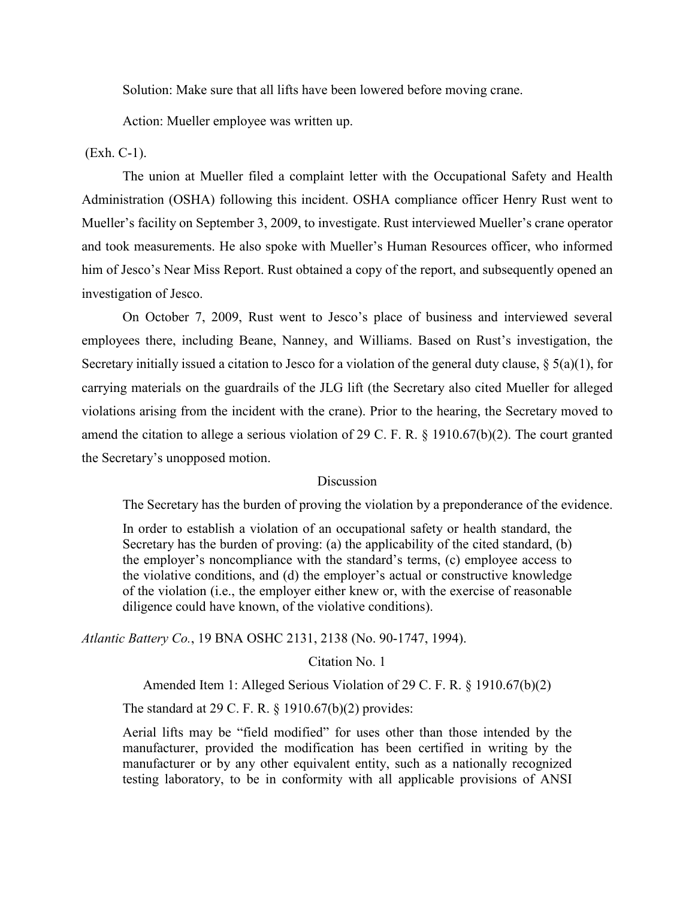Solution: Make sure that all lifts have been lowered before moving crane.

Action: Mueller employee was written up.

(Exh. C-1).

The union at Mueller filed a complaint letter with the Occupational Safety and Health Administration (OSHA) following this incident. OSHA compliance officer Henry Rust went to Mueller's facility on September 3, 2009, to investigate. Rust interviewed Mueller's crane operator and took measurements. He also spoke with Mueller's Human Resources officer, who informed him of Jesco's Near Miss Report. Rust obtained a copy of the report, and subsequently opened an investigation of Jesco.

On October 7, 2009, Rust went to Jesco's place of business and interviewed several employees there, including Beane, Nanney, and Williams. Based on Rust's investigation, the Secretary initially issued a citation to Jesco for a violation of the general duty clause, § 5(a)(1), for carrying materials on the guardrails of the JLG lift (the Secretary also cited Mueller for alleged violations arising from the incident with the crane). Prior to the hearing, the Secretary moved to amend the citation to allege a serious violation of 29 C. F. R. § 1910.67(b)(2). The court granted the Secretary's unopposed motion.

## Discussion

The Secretary has the burden of proving the violation by a preponderance of the evidence.

> In order to establish a violation of an occupational safety or health standard, the Secretary has the burden of proving: (a) the applicability of the cited standard, (b) the employer's noncompliance with the standard's terms, (c) employee access to the violative conditions, and (d) the employer's actual or constructive knowledge of the violation (i.e., the employer either knew or, with the exercise of reasonable diligence could have known, of the violative conditions).

*Atlantic Battery Co.*, 19 BNA OSHC 2131, 2138 (No. 90-1747, 1994).

### Citation No. 1

#### Amended Item 1: Alleged Serious Violation of 29 C. F. R. § 1910.67(b)(2)

The standard at 29 C. F. R. § 1910.67(b)(2) provides:

> Aerial lifts may be "field modified" for uses other than those intended by the manufacturer, provided the modification has been certified in writing by the manufacturer or by any other equivalent entity, such as a nationally recognized testing laboratory, to be in conformity with all applicable provisions of ANSI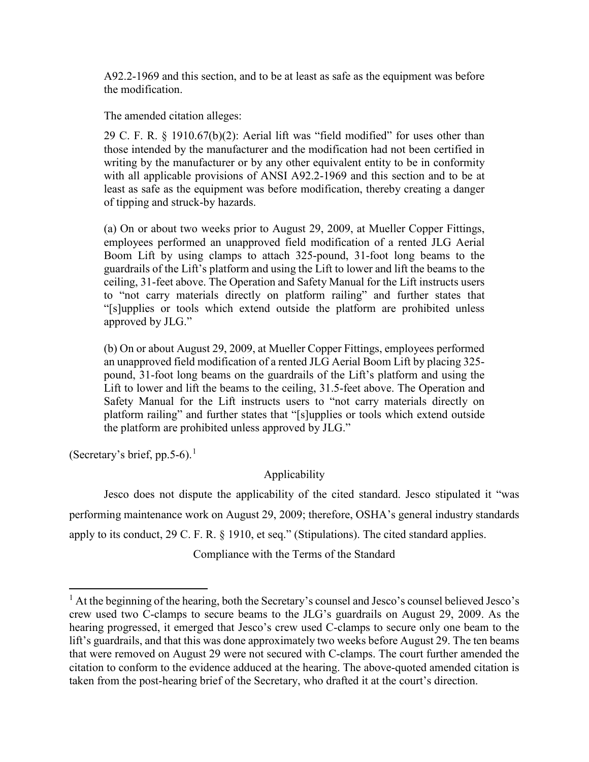A92.2-1969 and this section, and to be at least as safe as the equipment was before the modification.

The amended citation alleges:

29 C. F. R. § 1910.67(b)(2): Aerial lift was "field modified" for uses other than those intended by the manufacturer and the modification had not been certified in writing by the manufacturer or by any other equivalent entity to be in conformity with all applicable provisions of ANSI A92.2-1969 and this section and to be at least as safe as the equipment was before modification, thereby creating a danger of tipping and struck-by hazards.

(a) On or about two weeks prior to August 29, 2009, at Mueller Copper Fittings, employees performed an unapproved field modification of a rented JLG Aerial Boom Lift by using clamps to attach 325-pound, 31-foot long beams to the guardrails of the Lift's platform and using the Lift to lower and lift the beams to the ceiling, 31-feet above. The Operation and Safety Manual for the Lift instructs users to "not carry materials directly on platform railing" and further states that "[s]upplies or tools which extend outside the platform are prohibited unless approved by JLG."

(b) On or about August 29, 2009, at Mueller Copper Fittings, employees performed an unapproved field modification of a rented JLG Aerial Boom Lift by placing 325-pound, 31-foot long beams on the guardrails of the Lift's platform and using the Lift to lower and lift the beams to the ceiling, 31.5-feet above. The Operation and Safety Manual for the Lift instructs users to "not carry materials directly on platform railing" and further states that "[s]upplies or tools which extend outside the platform are prohibited unless approved by JLG."

(Secretary's brief, pp.5-6).[1]

## Applicability

Jesco does not dispute the applicability of the cited standard. Jesco stipulated it "was performing maintenance work on August 29, 2009; therefore, OSHA's general industry standards apply to its conduct, 29 C. F. R. § 1910, et seq." (Stipulations). The cited standard applies.

## Compliance with the Terms of the Standard

[1] At the beginning of the hearing, both the Secretary's counsel and Jesco's counsel believed Jesco's crew used two C-clamps to secure beams to the JLG's guardrails on August 29, 2009. As the hearing progressed, it emerged that Jesco's crew used C-clamps to secure only one beam to the lift's guardrails, and that this was done approximately two weeks before August 29. The ten beams that were removed on August 29 were not secured with C-clamps. The court further amended the citation to conform to the evidence adduced at the hearing. The above-quoted amended citation is taken from the post-hearing brief of the Secretary, who drafted it at the court's direction.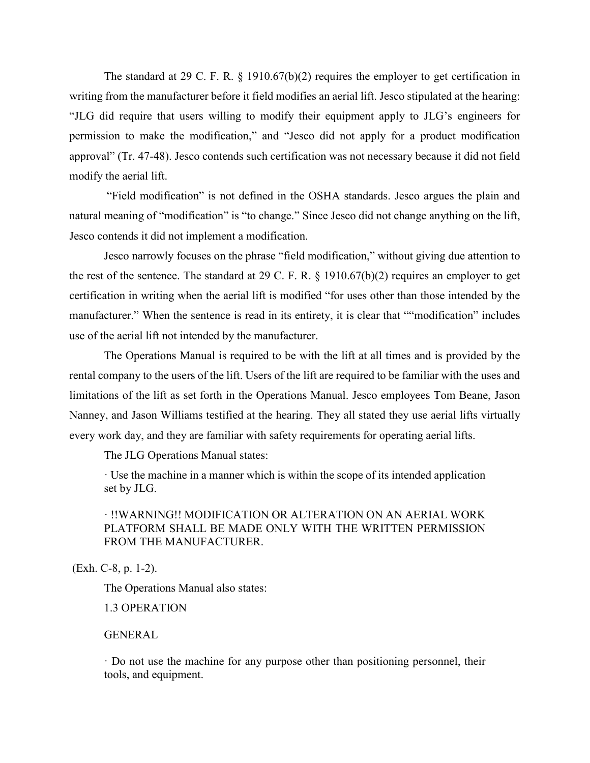The standard at 29 C. F. R. § 1910.67(b)(2) requires the employer to get certification in writing from the manufacturer before it field modifies an aerial lift. Jesco stipulated at the hearing: "JLG did require that users willing to modify their equipment apply to JLG's engineers for permission to make the modification," and "Jesco did not apply for a product modification approval" (Tr. 47-48). Jesco contends such certification was not necessary because it did not field modify the aerial lift.

"Field modification" is not defined in the OSHA standards. Jesco argues the plain and natural meaning of "modification" is "to change." Since Jesco did not change anything on the lift, Jesco contends it did not implement a modification.

Jesco narrowly focuses on the phrase "field modification," without giving due attention to the rest of the sentence. The standard at 29 C. F. R. § 1910.67(b)(2) requires an employer to get certification in writing when the aerial lift is modified "for uses other than those intended by the manufacturer." When the sentence is read in its entirety, it is clear that ""modification" includes use of the aerial lift not intended by the manufacturer.

The Operations Manual is required to be with the lift at all times and is provided by the rental company to the users of the lift. Users of the lift are required to be familiar with the uses and limitations of the lift as set forth in the Operations Manual. Jesco employees Tom Beane, Jason Nanney, and Jason Williams testified at the hearing. They all stated they use aerial lifts virtually every work day, and they are familiar with safety requirements for operating aerial lifts.

The JLG Operations Manual states:

> · Use the machine in a manner which is within the scope of its intended application set by JLG.
>
> · !!WARNING!! MODIFICATION OR ALTERATION ON AN AERIAL WORK PLATFORM SHALL BE MADE ONLY WITH THE WRITTEN PERMISSION FROM THE MANUFACTURER.

(Exh. C-8, p. 1-2).

The Operations Manual also states:

> 1.3 OPERATION
>
> GENERAL
>
> · Do not use the machine for any purpose other than positioning personnel, their tools, and equipment.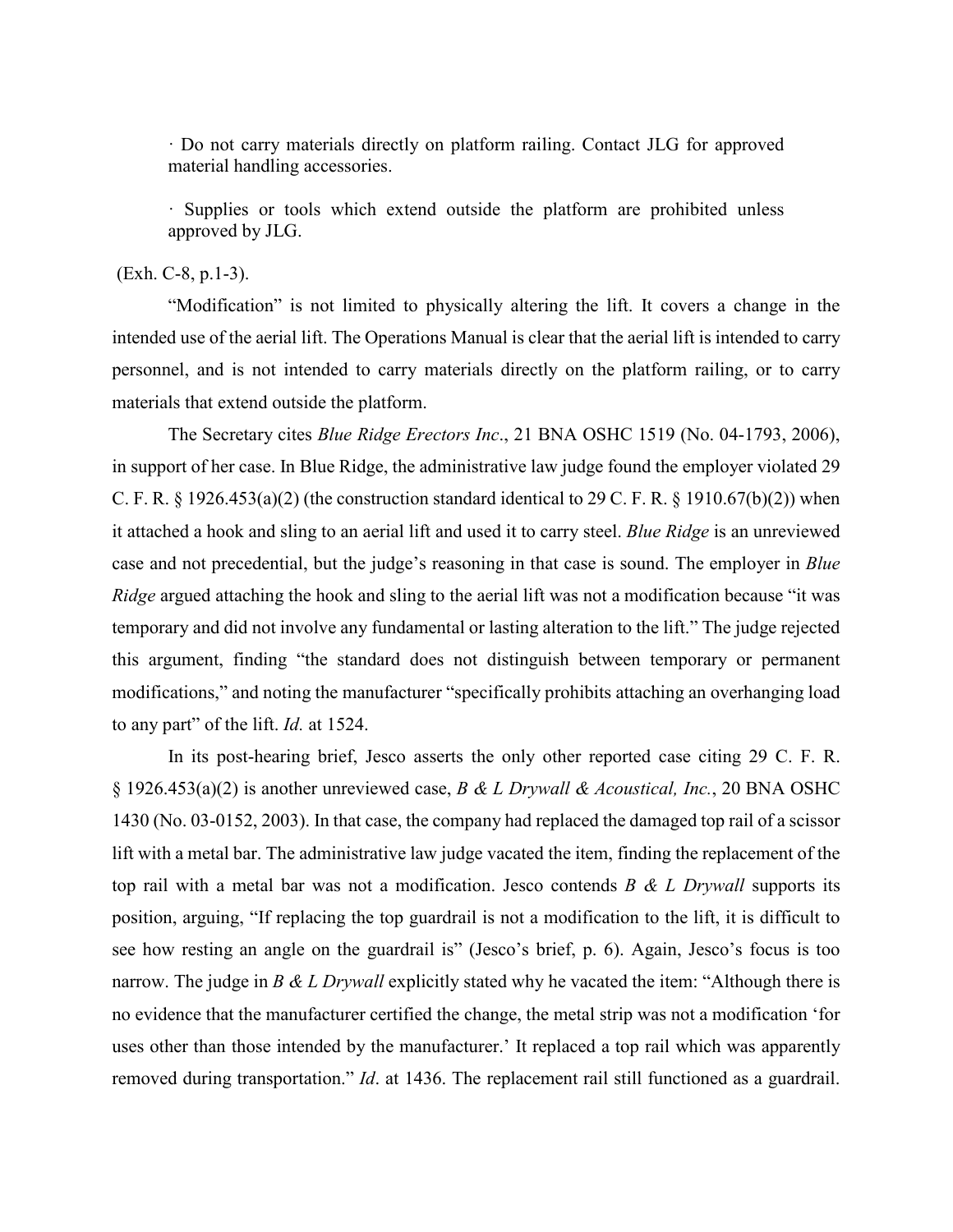· Do not carry materials directly on platform railing. Contact JLG for approved material handling accessories.

· Supplies or tools which extend outside the platform are prohibited unless approved by JLG.

(Exh. C-8, p.1-3).

"Modification" is not limited to physically altering the lift. It covers a change in the intended use of the aerial lift. The Operations Manual is clear that the aerial lift is intended to carry personnel, and is not intended to carry materials directly on the platform railing, or to carry materials that extend outside the platform.

The Secretary cites *Blue Ridge Erectors Inc*., 21 BNA OSHC 1519 (No. 04-1793, 2006), in support of her case. In Blue Ridge, the administrative law judge found the employer violated 29 C. F. R. § 1926.453(a)(2) (the construction standard identical to 29 C. F. R. § 1910.67(b)(2)) when it attached a hook and sling to an aerial lift and used it to carry steel. *Blue Ridge* is an unreviewed case and not precedential, but the judge's reasoning in that case is sound. The employer in *Blue Ridge* argued attaching the hook and sling to the aerial lift was not a modification because "it was temporary and did not involve any fundamental or lasting alteration to the lift." The judge rejected this argument, finding "the standard does not distinguish between temporary or permanent modifications," and noting the manufacturer "specifically prohibits attaching an overhanging load to any part" of the lift. *Id.* at 1524.

In its post-hearing brief, Jesco asserts the only other reported case citing 29 C. F. R. § 1926.453(a)(2) is another unreviewed case, *B & L Drywall & Acoustical, Inc.*, 20 BNA OSHC 1430 (No. 03-0152, 2003). In that case, the company had replaced the damaged top rail of a scissor lift with a metal bar. The administrative law judge vacated the item, finding the replacement of the top rail with a metal bar was not a modification. Jesco contends *B & L Drywall* supports its position, arguing, "If replacing the top guardrail is not a modification to the lift, it is difficult to see how resting an angle on the guardrail is" (Jesco's brief, p. 6). Again, Jesco's focus is too narrow. The judge in *B & L Drywall* explicitly stated why he vacated the item: "Although there is no evidence that the manufacturer certified the change, the metal strip was not a modification 'for uses other than those intended by the manufacturer.' It replaced a top rail which was apparently removed during transportation." *Id*. at 1436. The replacement rail still functioned as a guardrail.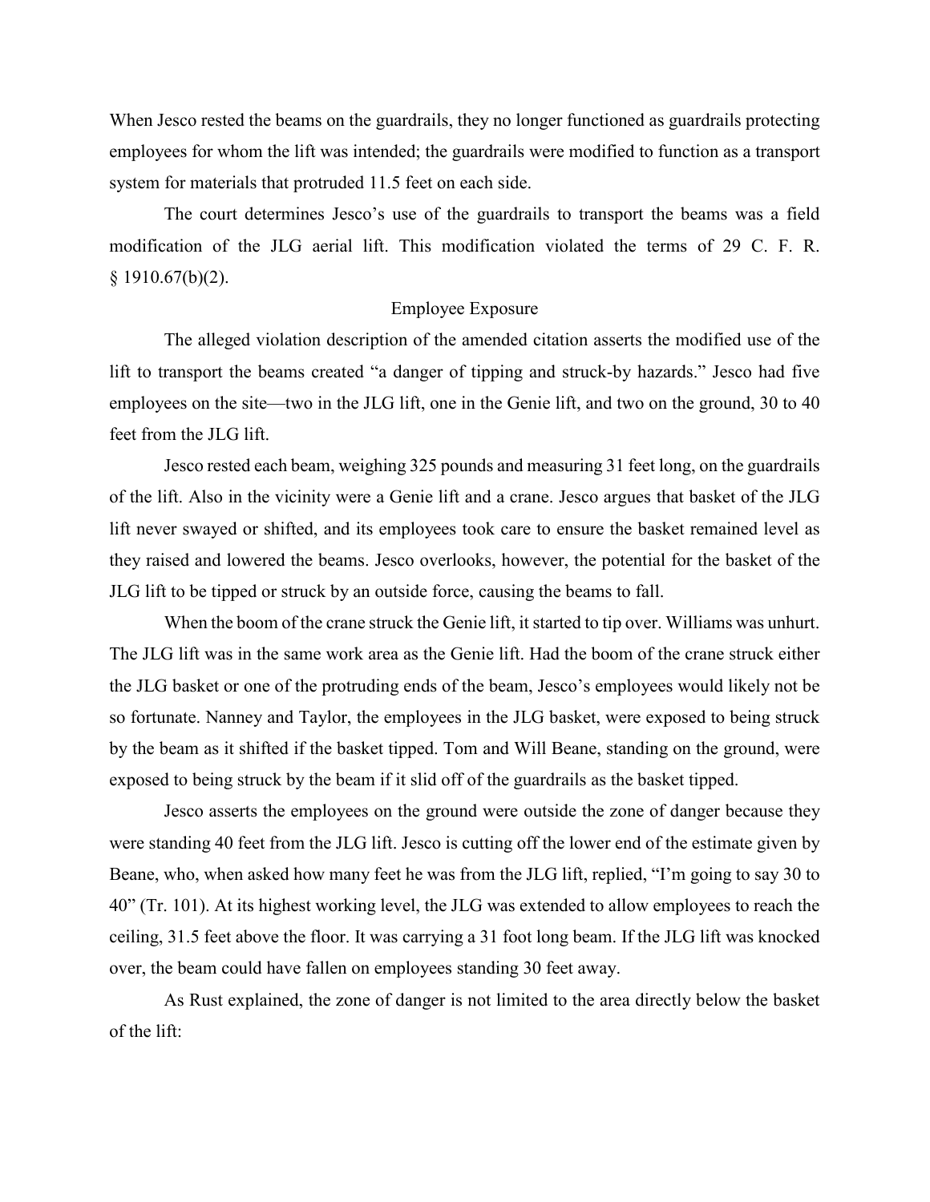When Jesco rested the beams on the guardrails, they no longer functioned as guardrails protecting employees for whom the lift was intended; the guardrails were modified to function as a transport system for materials that protruded 11.5 feet on each side.

The court determines Jesco's use of the guardrails to transport the beams was a field modification of the JLG aerial lift. This modification violated the terms of 29 C. F. R. § 1910.67(b)(2).

### Employee Exposure

The alleged violation description of the amended citation asserts the modified use of the lift to transport the beams created "a danger of tipping and struck-by hazards." Jesco had five employees on the site—two in the JLG lift, one in the Genie lift, and two on the ground, 30 to 40 feet from the JLG lift.

Jesco rested each beam, weighing 325 pounds and measuring 31 feet long, on the guardrails of the lift. Also in the vicinity were a Genie lift and a crane. Jesco argues that basket of the JLG lift never swayed or shifted, and its employees took care to ensure the basket remained level as they raised and lowered the beams. Jesco overlooks, however, the potential for the basket of the JLG lift to be tipped or struck by an outside force, causing the beams to fall.

When the boom of the crane struck the Genie lift, it started to tip over. Williams was unhurt. The JLG lift was in the same work area as the Genie lift. Had the boom of the crane struck either the JLG basket or one of the protruding ends of the beam, Jesco's employees would likely not be so fortunate. Nanney and Taylor, the employees in the JLG basket, were exposed to being struck by the beam as it shifted if the basket tipped. Tom and Will Beane, standing on the ground, were exposed to being struck by the beam if it slid off of the guardrails as the basket tipped.

Jesco asserts the employees on the ground were outside the zone of danger because they were standing 40 feet from the JLG lift. Jesco is cutting off the lower end of the estimate given by Beane, who, when asked how many feet he was from the JLG lift, replied, "I'm going to say 30 to 40" (Tr. 101). At its highest working level, the JLG was extended to allow employees to reach the ceiling, 31.5 feet above the floor. It was carrying a 31 foot long beam. If the JLG lift was knocked over, the beam could have fallen on employees standing 30 feet away.

As Rust explained, the zone of danger is not limited to the area directly below the basket of the lift: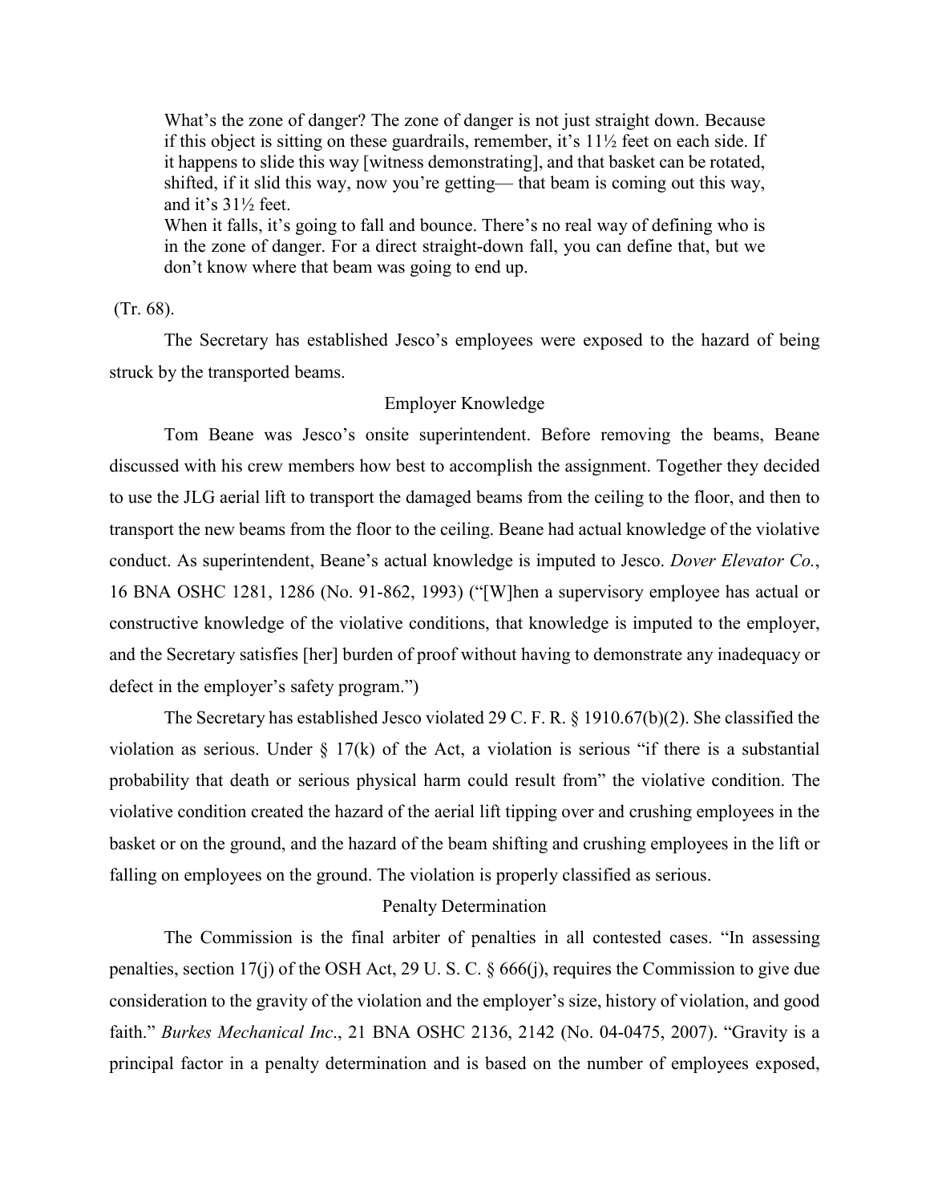> What's the zone of danger? The zone of danger is not just straight down. Because if this object is sitting on these guardrails, remember, it's 11½ feet on each side. If it happens to slide this way [witness demonstrating], and that basket can be rotated, shifted, if it slid this way, now you're getting— that beam is coming out this way, and it's 31½ feet.
>
> When it falls, it's going to fall and bounce. There's no real way of defining who is in the zone of danger. For a direct straight-down fall, you can define that, but we don't know where that beam was going to end up.

(Tr. 68).

The Secretary has established Jesco's employees were exposed to the hazard of being struck by the transported beams.

### Employer Knowledge

Tom Beane was Jesco's onsite superintendent. Before removing the beams, Beane discussed with his crew members how best to accomplish the assignment. Together they decided to use the JLG aerial lift to transport the damaged beams from the ceiling to the floor, and then to transport the new beams from the floor to the ceiling. Beane had actual knowledge of the violative conduct. As superintendent, Beane's actual knowledge is imputed to Jesco. *Dover Elevator Co.*, 16 BNA OSHC 1281, 1286 (No. 91-862, 1993) ("[W]hen a supervisory employee has actual or constructive knowledge of the violative conditions, that knowledge is imputed to the employer, and the Secretary satisfies [her] burden of proof without having to demonstrate any inadequacy or defect in the employer's safety program.")

The Secretary has established Jesco violated 29 C. F. R. § 1910.67(b)(2). She classified the violation as serious. Under § 17(k) of the Act, a violation is serious "if there is a substantial probability that death or serious physical harm could result from" the violative condition. The violative condition created the hazard of the aerial lift tipping over and crushing employees in the basket or on the ground, and the hazard of the beam shifting and crushing employees in the lift or falling on employees on the ground. The violation is properly classified as serious.

### Penalty Determination

The Commission is the final arbiter of penalties in all contested cases. "In assessing penalties, section 17(j) of the OSH Act, 29 U. S. C. § 666(j), requires the Commission to give due consideration to the gravity of the violation and the employer's size, history of violation, and good faith." *Burkes Mechanical Inc*., 21 BNA OSHC 2136, 2142 (No. 04-0475, 2007). "Gravity is a principal factor in a penalty determination and is based on the number of employees exposed,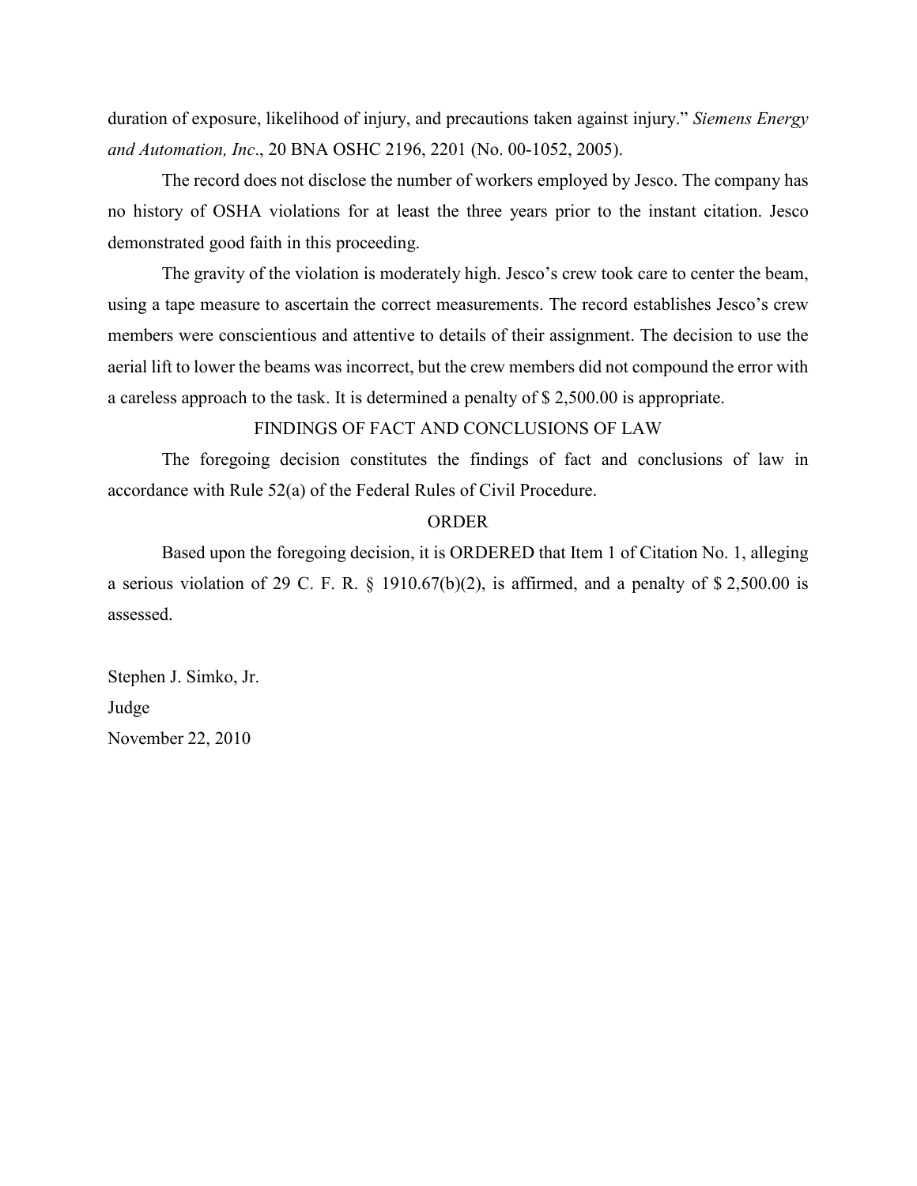duration of exposure, likelihood of injury, and precautions taken against injury." *Siemens Energy and Automation, Inc*., 20 BNA OSHC 2196, 2201 (No. 00-1052, 2005).

The record does not disclose the number of workers employed by Jesco. The company has no history of OSHA violations for at least the three years prior to the instant citation. Jesco demonstrated good faith in this proceeding.

The gravity of the violation is moderately high. Jesco's crew took care to center the beam, using a tape measure to ascertain the correct measurements. The record establishes Jesco's crew members were conscientious and attentive to details of their assignment. The decision to use the aerial lift to lower the beams was incorrect, but the crew members did not compound the error with a careless approach to the task. It is determined a penalty of $ 2,500.00 is appropriate.

FINDINGS OF FACT AND CONCLUSIONS OF LAW

The foregoing decision constitutes the findings of fact and conclusions of law in accordance with Rule 52(a) of the Federal Rules of Civil Procedure.

ORDER

Based upon the foregoing decision, it is ORDERED that Item 1 of Citation No. 1, alleging a serious violation of 29 C. F. R. § 1910.67(b)(2), is affirmed, and a penalty of $ 2,500.00 is assessed.

Stephen J. Simko, Jr.
Judge
November 22, 2010